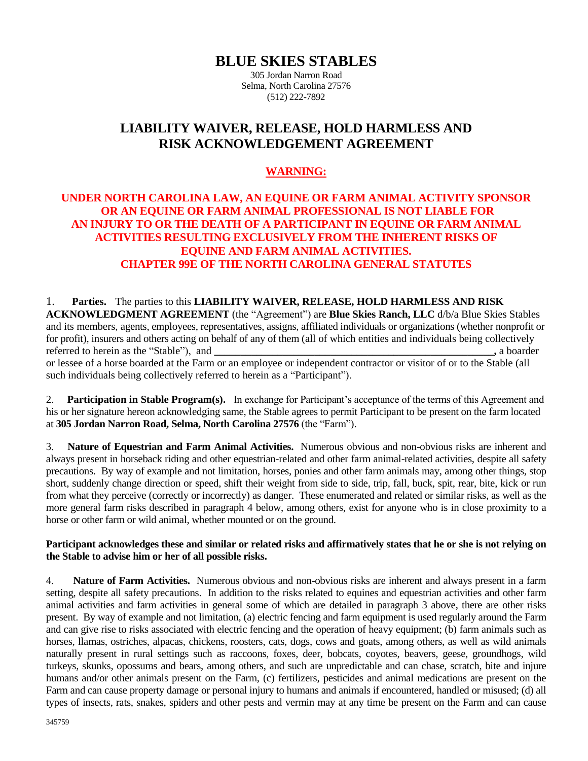# BLUE SKIES STABLES

305 Jordan Narron Road
Selma, North Carolina 27576
(512) 222-7892

## LIABILITY WAIVER, RELEASE, HOLD HARMLESS AND RISK ACKNOWLEDGEMENT AGREEMENT

**WARNING:**

**UNDER NORTH CAROLINA LAW, AN EQUINE OR FARM ANIMAL ACTIVITY SPONSOR OR AN EQUINE OR FARM ANIMAL PROFESSIONAL IS NOT LIABLE FOR AN INJURY TO OR THE DEATH OF A PARTICIPANT IN EQUINE OR FARM ANIMAL ACTIVITIES RESULTING EXCLUSIVELY FROM THE INHERENT RISKS OF EQUINE AND FARM ANIMAL ACTIVITIES. CHAPTER 99E OF THE NORTH CAROLINA GENERAL STATUTES**

1. **Parties.** The parties to this **LIABILITY WAIVER, RELEASE, HOLD HARMLESS AND RISK ACKNOWLEDGMENT AGREEMENT** (the "Agreement") are **Blue Skies Ranch, LLC** d/b/a Blue Skies Stables and its members, agents, employees, representatives, assigns, affiliated individuals or organizations (whether nonprofit or for profit), insurers and others acting on behalf of any of them (all of which entities and individuals being collectively referred to herein as the "Stable"), and **______________________________________________________,** a boarder or lessee of a horse boarded at the Farm or an employee or independent contractor or visitor of or to the Stable (all such individuals being collectively referred to herein as a "Participant").

2. **Participation in Stable Program(s).** In exchange for Participant's acceptance of the terms of this Agreement and his or her signature hereon acknowledging same, the Stable agrees to permit Participant to be present on the farm located at **305 Jordan Narron Road, Selma, North Carolina 27576** (the "Farm").

3. **Nature of Equestrian and Farm Animal Activities.** Numerous obvious and non-obvious risks are inherent and always present in horseback riding and other equestrian-related and other farm animal-related activities, despite all safety precautions. By way of example and not limitation, horses, ponies and other farm animals may, among other things, stop short, suddenly change direction or speed, shift their weight from side to side, trip, fall, buck, spit, rear, bite, kick or run from what they perceive (correctly or incorrectly) as danger. These enumerated and related or similar risks, as well as the more general farm risks described in paragraph 4 below, among others, exist for anyone who is in close proximity to a horse or other farm or wild animal, whether mounted or on the ground.

**Participant acknowledges these and similar or related risks and affirmatively states that he or she is not relying on the Stable to advise him or her of all possible risks.**

4. **Nature of Farm Activities.** Numerous obvious and non-obvious risks are inherent and always present in a farm setting, despite all safety precautions. In addition to the risks related to equines and equestrian activities and other farm animal activities and farm activities in general some of which are detailed in paragraph 3 above, there are other risks present. By way of example and not limitation, (a) electric fencing and farm equipment is used regularly around the Farm and can give rise to risks associated with electric fencing and the operation of heavy equipment; (b) farm animals such as horses, llamas, ostriches, alpacas, chickens, roosters, cats, dogs, cows and goats, among others, as well as wild animals naturally present in rural settings such as raccoons, foxes, deer, bobcats, coyotes, beavers, geese, groundhogs, wild turkeys, skunks, opossums and bears, among others, and such are unpredictable and can chase, scratch, bite and injure humans and/or other animals present on the Farm, (c) fertilizers, pesticides and animal medications are present on the Farm and can cause property damage or personal injury to humans and animals if encountered, handled or misused; (d) all types of insects, rats, snakes, spiders and other pests and vermin may at any time be present on the Farm and can cause

345759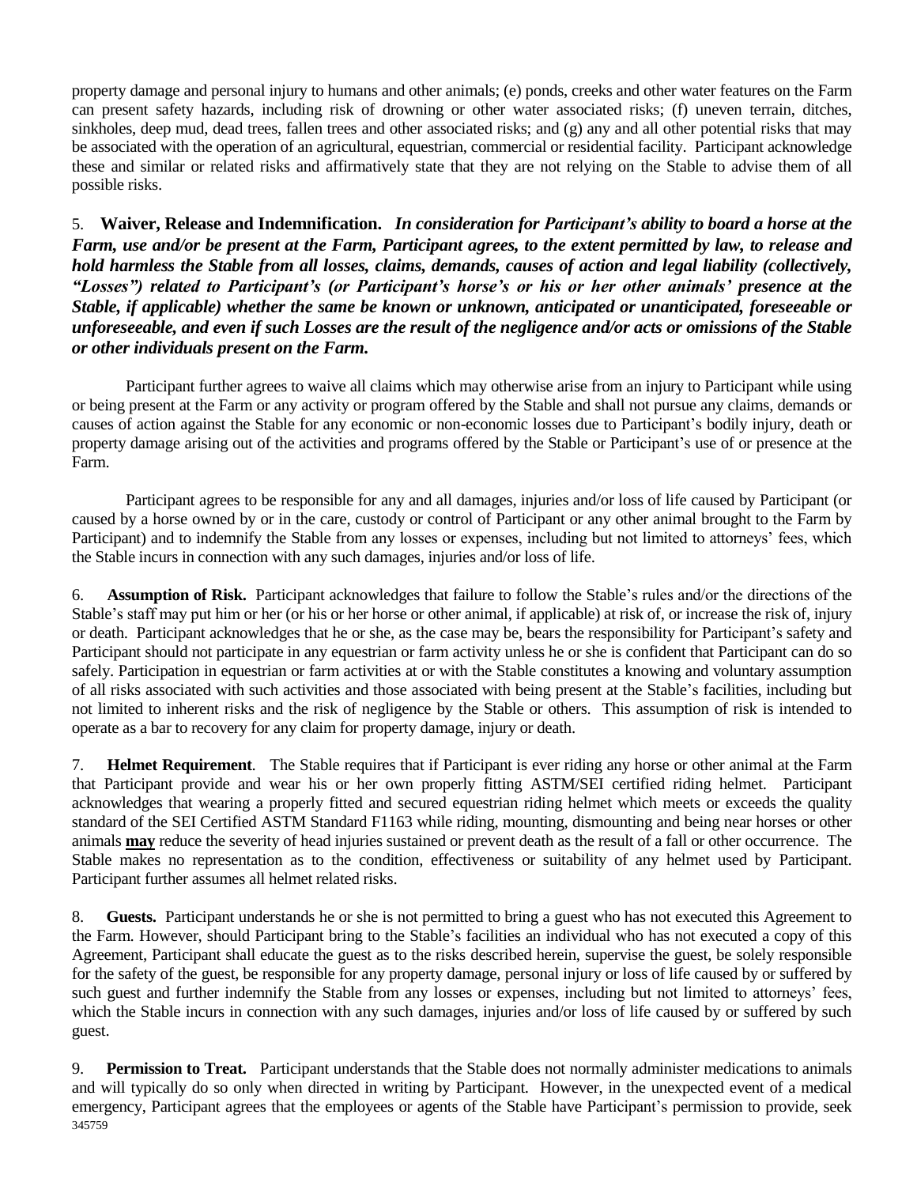property damage and personal injury to humans and other animals; (e) ponds, creeks and other water features on the Farm can present safety hazards, including risk of drowning or other water associated risks; (f) uneven terrain, ditches, sinkholes, deep mud, dead trees, fallen trees and other associated risks; and (g) any and all other potential risks that may be associated with the operation of an agricultural, equestrian, commercial or residential facility. Participant acknowledge these and similar or related risks and affirmatively state that they are not relying on the Stable to advise them of all possible risks.

5. **Waiver, Release and Indemnification.** ***In consideration for Participant's ability to board a horse at the Farm, use and/or be present at the Farm, Participant agrees, to the extent permitted by law, to release and hold harmless the Stable from all losses, claims, demands, causes of action and legal liability (collectively, "Losses") related to Participant's (or Participant's horse's or his or her other animals' presence at the Stable, if applicable) whether the same be known or unknown, anticipated or unanticipated, foreseeable or unforeseeable, and even if such Losses are the result of the negligence and/or acts or omissions of the Stable or other individuals present on the Farm.***

Participant further agrees to waive all claims which may otherwise arise from an injury to Participant while using or being present at the Farm or any activity or program offered by the Stable and shall not pursue any claims, demands or causes of action against the Stable for any economic or non-economic losses due to Participant's bodily injury, death or property damage arising out of the activities and programs offered by the Stable or Participant's use of or presence at the Farm.

Participant agrees to be responsible for any and all damages, injuries and/or loss of life caused by Participant (or caused by a horse owned by or in the care, custody or control of Participant or any other animal brought to the Farm by Participant) and to indemnify the Stable from any losses or expenses, including but not limited to attorneys' fees, which the Stable incurs in connection with any such damages, injuries and/or loss of life.

6. **Assumption of Risk.** Participant acknowledges that failure to follow the Stable's rules and/or the directions of the Stable's staff may put him or her (or his or her horse or other animal, if applicable) at risk of, or increase the risk of, injury or death. Participant acknowledges that he or she, as the case may be, bears the responsibility for Participant's safety and Participant should not participate in any equestrian or farm activity unless he or she is confident that Participant can do so safely. Participation in equestrian or farm activities at or with the Stable constitutes a knowing and voluntary assumption of all risks associated with such activities and those associated with being present at the Stable's facilities, including but not limited to inherent risks and the risk of negligence by the Stable or others. This assumption of risk is intended to operate as a bar to recovery for any claim for property damage, injury or death.

7. **Helmet Requirement**. The Stable requires that if Participant is ever riding any horse or other animal at the Farm that Participant provide and wear his or her own properly fitting ASTM/SEI certified riding helmet. Participant acknowledges that wearing a properly fitted and secured equestrian riding helmet which meets or exceeds the quality standard of the SEI Certified ASTM Standard F1163 while riding, mounting, dismounting and being near horses or other animals **<u>may</u>** reduce the severity of head injuries sustained or prevent death as the result of a fall or other occurrence. The Stable makes no representation as to the condition, effectiveness or suitability of any helmet used by Participant. Participant further assumes all helmet related risks.

8. **Guests.** Participant understands he or she is not permitted to bring a guest who has not executed this Agreement to the Farm. However, should Participant bring to the Stable's facilities an individual who has not executed a copy of this Agreement, Participant shall educate the guest as to the risks described herein, supervise the guest, be solely responsible for the safety of the guest, be responsible for any property damage, personal injury or loss of life caused by or suffered by such guest and further indemnify the Stable from any losses or expenses, including but not limited to attorneys' fees, which the Stable incurs in connection with any such damages, injuries and/or loss of life caused by or suffered by such guest.

9. **Permission to Treat.** Participant understands that the Stable does not normally administer medications to animals and will typically do so only when directed in writing by Participant. However, in the unexpected event of a medical emergency, Participant agrees that the employees or agents of the Stable have Participant's permission to provide, seek

345759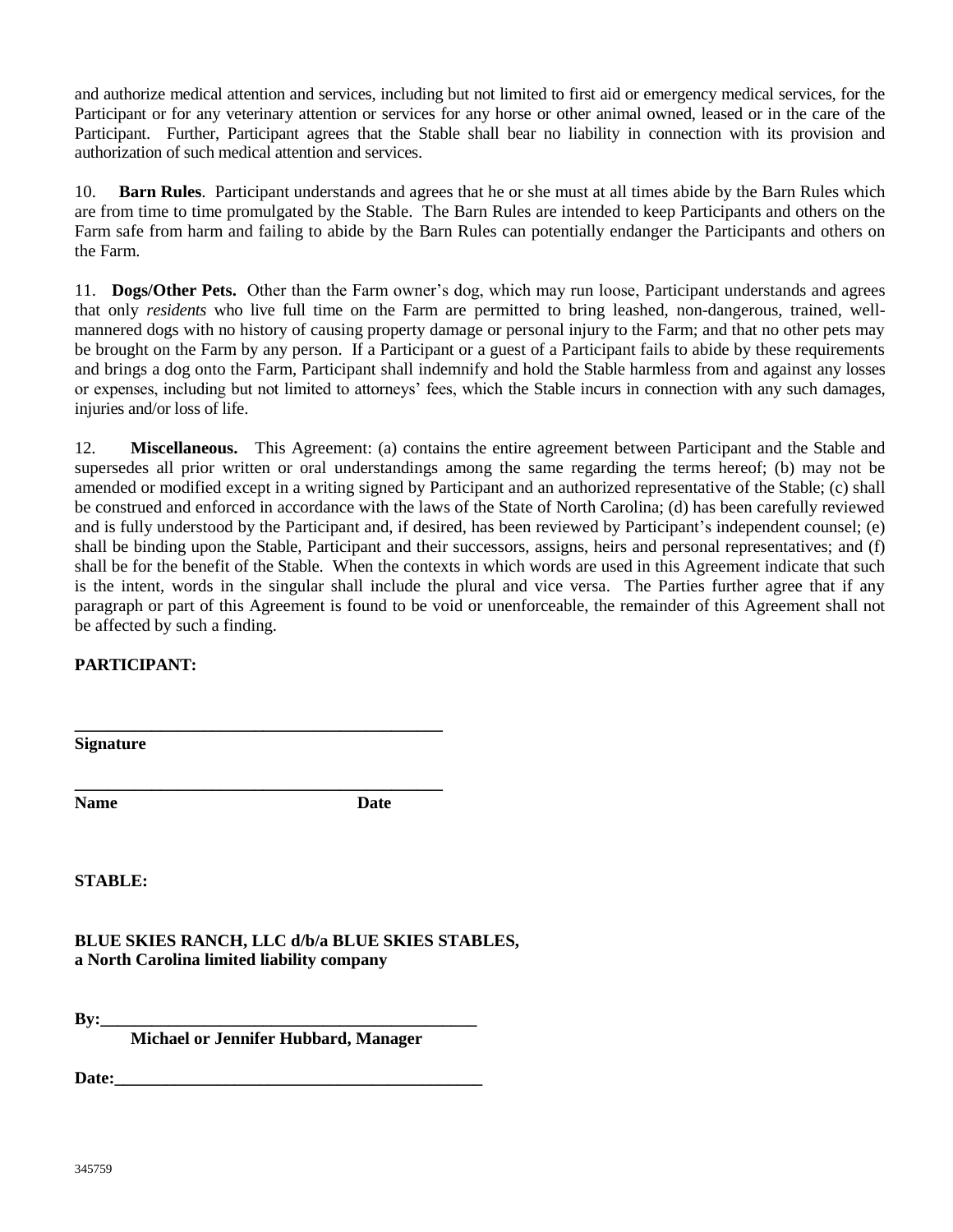and authorize medical attention and services, including but not limited to first aid or emergency medical services, for the Participant or for any veterinary attention or services for any horse or other animal owned, leased or in the care of the Participant. Further, Participant agrees that the Stable shall bear no liability in connection with its provision and authorization of such medical attention and services.

10. **Barn Rules**. Participant understands and agrees that he or she must at all times abide by the Barn Rules which are from time to time promulgated by the Stable. The Barn Rules are intended to keep Participants and others on the Farm safe from harm and failing to abide by the Barn Rules can potentially endanger the Participants and others on the Farm.

11. **Dogs/Other Pets.** Other than the Farm owner's dog, which may run loose, Participant understands and agrees that only *residents* who live full time on the Farm are permitted to bring leashed, non-dangerous, trained, well-mannered dogs with no history of causing property damage or personal injury to the Farm; and that no other pets may be brought on the Farm by any person. If a Participant or a guest of a Participant fails to abide by these requirements and brings a dog onto the Farm, Participant shall indemnify and hold the Stable harmless from and against any losses or expenses, including but not limited to attorneys' fees, which the Stable incurs in connection with any such damages, injuries and/or loss of life.

12. **Miscellaneous.** This Agreement: (a) contains the entire agreement between Participant and the Stable and supersedes all prior written or oral understandings among the same regarding the terms hereof; (b) may not be amended or modified except in a writing signed by Participant and an authorized representative of the Stable; (c) shall be construed and enforced in accordance with the laws of the State of North Carolina; (d) has been carefully reviewed and is fully understood by the Participant and, if desired, has been reviewed by Participant's independent counsel; (e) shall be binding upon the Stable, Participant and their successors, assigns, heirs and personal representatives; and (f) shall be for the benefit of the Stable. When the contexts in which words are used in this Agreement indicate that such is the intent, words in the singular shall include the plural and vice versa. The Parties further agree that if any paragraph or part of this Agreement is found to be void or unenforceable, the remainder of this Agreement shall not be affected by such a finding.

**PARTICIPANT:**

_____________________________________________
**Signature**

_____________________________________________
**Name** **Date**

**STABLE:**

**BLUE SKIES RANCH, LLC d/b/a BLUE SKIES STABLES,**
**a North Carolina limited liability company**

**By:**_____________________________________________
**Michael or Jennifer Hubbard, Manager**

**Date:**_____________________________________________

345759